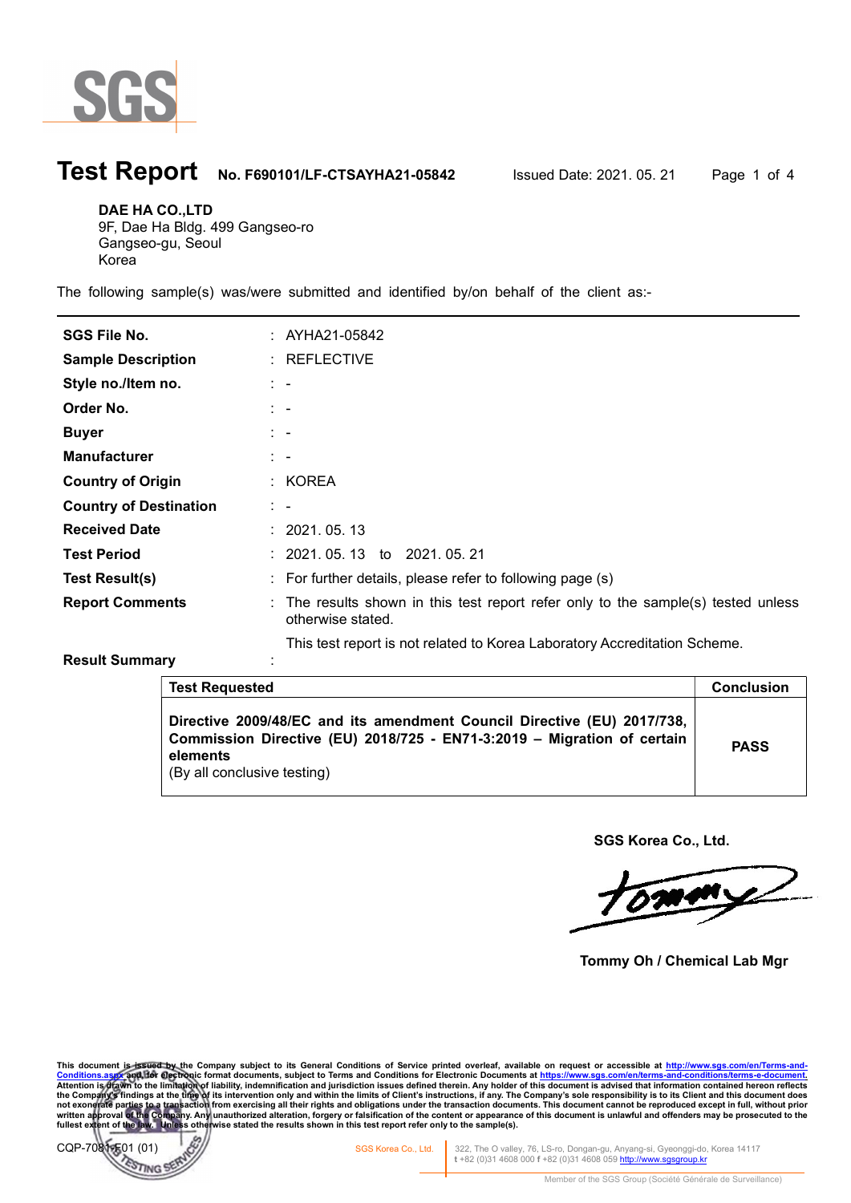# Test Report

**No. F690101/LF-CTSAYHA21-05842** Issued Date: 2021. 05. 21

**DAE HA CO.,LTD**
9F, Dae Ha Bldg. 499 Gangseo-ro
Gangseo-gu, Seoul
Korea

The following sample(s) was/were submitted and identified by/on behalf of the client as:-

| | | |
|---|---|---|
| **SGS File No.** | : | AYHA21-05842 |
| **Sample Description** | : | REFLECTIVE |
| **Style no./Item no.** | : | - |
| **Order No.** | : | - |
| **Buyer** | : | - |
| **Manufacturer** | : | - |
| **Country of Origin** | : | KOREA |
| **Country of Destination** | : | - |
| **Received Date** | : | 2021. 05. 13 |
| **Test Period** | : | 2021. 05. 13 to 2021. 05. 21 |
| **Test Result(s)** | : | For further details, please refer to following page (s) |
| **Report Comments** | : | The results shown in this test report refer only to the sample(s) tested unless otherwise stated. This test report is not related to Korea Laboratory Accreditation Scheme. |

**Result Summary** :

| Test Requested | Conclusion |
|---|---|
| **Directive 2009/48/EC and its amendment Council Directive (EU) 2017/738, Commission Directive (EU) 2018/725 - EN71-3:2019 – Migration of certain elements** (By all conclusive testing) | **PASS** |

**SGS Korea Co., Ltd.**

**Tommy Oh / Chemical Lab Mgr**

This document is issued by the Company subject to its General Conditions of Service printed overleaf, available on request or accessible at http://www.sgs.com/en/Terms-and-Conditions.aspx and, for electronic format documents, subject to Terms and Conditions for Electronic Documents at https://www.sgs.com/en/terms-and-conditions/terms-e-document. Attention is drawn to the limitation of liability, indemnification and jurisdiction issues defined therein. Any holder of this document is advised that information contained hereon reflects the Company's findings at the time of its intervention only and within the limits of Client's instructions, if any. The Company's sole responsibility is to its Client and this document does not exonerate parties to a transaction from exercising all their rights and obligations under the transaction documents. This document cannot be reproduced except in full, without prior written approval of the Company. Any unauthorized alteration, forgery or falsification of the content or appearance of this document is unlawful and offenders may be prosecuted to the fullest extent of the law. Unless otherwise stated the results shown in this test report refer only to the sample(s).

CQP-7081-F01 (01)

SGS Korea Co., Ltd. 322, The O valley, 76, LS-ro, Dongan-gu, Anyang-si, Gyeonggi-do, Korea 14117
t +82 (0)31 4608 000 f +82 (0)31 4608 059 http://www.sgsgroup.kr

Member of the SGS Group (Société Générale de Surveillance)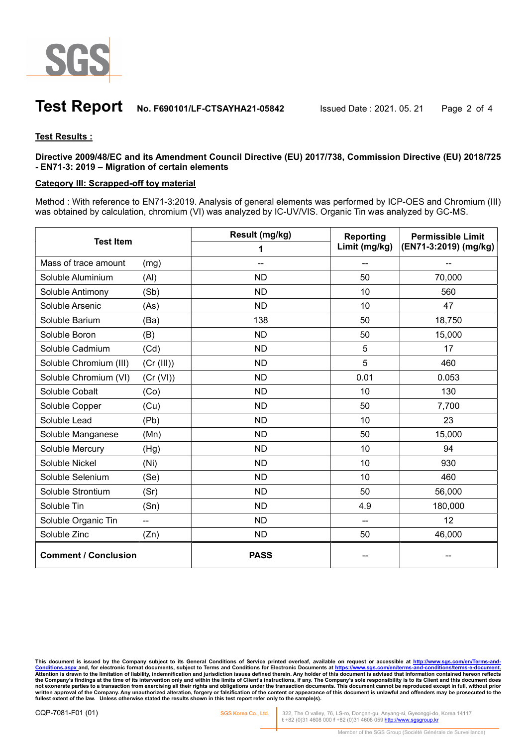## Test Report No. F690101/LF-CTSAYHA21-05842 Issued Date : 2021. 05. 21

**Test Results :**

**Directive 2009/48/EC and its Amendment Council Directive (EU) 2017/738, Commission Directive (EU) 2018/725 - EN71-3: 2019 – Migration of certain elements**

**Category III: Scrapped-off toy material**

Method : With reference to EN71-3:2019. Analysis of general elements was performed by ICP-OES and Chromium (III) was obtained by calculation, chromium (VI) was analyzed by IC-UV/VIS. Organic Tin was analyzed by GC-MS.

| Test Item | | Result (mg/kg) | Reporting Limit (mg/kg) | Permissible Limit (EN71-3:2019) (mg/kg) |
|---|---|---|---|---|
| | | 1 | | |
| Mass of trace amount | (mg) | -- | -- | -- |
| Soluble Aluminium | (Al) | ND | 50 | 70,000 |
| Soluble Antimony | (Sb) | ND | 10 | 560 |
| Soluble Arsenic | (As) | ND | 10 | 47 |
| Soluble Barium | (Ba) | 138 | 50 | 18,750 |
| Soluble Boron | (B) | ND | 50 | 15,000 |
| Soluble Cadmium | (Cd) | ND | 5 | 17 |
| Soluble Chromium (III) | (Cr (III)) | ND | 5 | 460 |
| Soluble Chromium (VI) | (Cr (VI)) | ND | 0.01 | 0.053 |
| Soluble Cobalt | (Co) | ND | 10 | 130 |
| Soluble Copper | (Cu) | ND | 50 | 7,700 |
| Soluble Lead | (Pb) | ND | 10 | 23 |
| Soluble Manganese | (Mn) | ND | 50 | 15,000 |
| Soluble Mercury | (Hg) | ND | 10 | 94 |
| Soluble Nickel | (Ni) | ND | 10 | 930 |
| Soluble Selenium | (Se) | ND | 10 | 460 |
| Soluble Strontium | (Sr) | ND | 50 | 56,000 |
| Soluble Tin | (Sn) | ND | 4.9 | 180,000 |
| Soluble Organic Tin | -- | ND | -- | 12 |
| Soluble Zinc | (Zn) | ND | 50 | 46,000 |
| **Comment / Conclusion** | | **PASS** | -- | -- |

This document is issued by the Company subject to its General Conditions of Service printed overleaf, available on request or accessible at http://www.sgs.com/en/Terms-and-Conditions.aspx and, for electronic format documents, subject to Terms and Conditions for Electronic Documents at https://www.sgs.com/en/terms-and-conditions/terms-e-document. Attention is drawn to the limitation of liability, indemnification and jurisdiction issues defined therein. Any holder of this document is advised that information contained hereon reflects the Company's findings at the time of its intervention only and within the limits of Client's instructions, if any. The Company's sole responsibility is to its Client and this document does not exonerate parties to a transaction from exercising all their rights and obligations under the transaction documents. This document cannot be reproduced except in full, without prior written approval of the Company. Any unauthorized alteration, forgery or falsification of the content or appearance of this document is unlawful and offenders may be prosecuted to the fullest extent of the law. Unless otherwise stated the results shown in this test report refer only to the sample(s).

CQP-7081-F01 (01)

SGS Korea Co., Ltd. 322, The O valley, 76, LS-ro, Dongan-gu, Anyang-si, Gyeonggi-do, Korea 14117
t +82 (0)31 4608 000 f +82 (0)31 4608 059 http://www.sgsgroup.kr

Member of the SGS Group (Société Générale de Surveillance)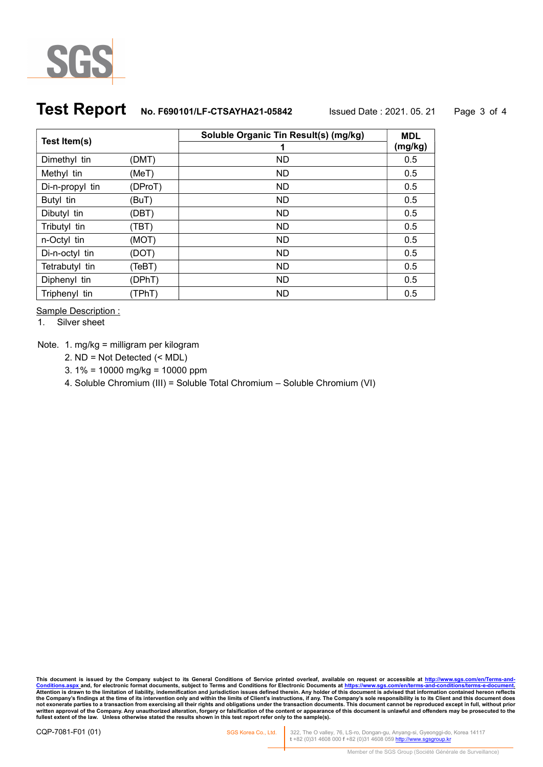# Test Report

**No. F690101/LF-CTSAYHA21-05842** Issued Date : 2021. 05. 21

| Test Item(s) | | Soluble Organic Tin Result(s) (mg/kg) | MDL (mg/kg) |
|---|---|---|---|
| | | 1 | |
| Dimethyl tin | (DMT) | ND | 0.5 |
| Methyl tin | (MeT) | ND | 0.5 |
| Di-n-propyl tin | (DProT) | ND | 0.5 |
| Butyl tin | (BuT) | ND | 0.5 |
| Dibutyl tin | (DBT) | ND | 0.5 |
| Tributyl tin | (TBT) | ND | 0.5 |
| n-Octyl tin | (MOT) | ND | 0.5 |
| Di-n-octyl tin | (DOT) | ND | 0.5 |
| Tetrabutyl tin | (TeBT) | ND | 0.5 |
| Diphenyl tin | (DPhT) | ND | 0.5 |
| Triphenyl tin | (TPhT) | ND | 0.5 |

Sample Description :

1. Silver sheet

Note. 1. mg/kg = milligram per kilogram

2. ND = Not Detected (< MDL)

3. 1% = 10000 mg/kg = 10000 ppm

4. Soluble Chromium (III) = Soluble Total Chromium – Soluble Chromium (VI)

**This document is issued by the Company subject to its General Conditions of Service printed overleaf, available on request or accessible at http://www.sgs.com/en/Terms-and-Conditions.aspx and, for electronic format documents, subject to Terms and Conditions for Electronic Documents at https://www.sgs.com/en/terms-and-conditions/terms-e-document. Attention is drawn to the limitation of liability, indemnification and jurisdiction issues defined therein. Any holder of this document is advised that information contained hereon reflects the Company's findings at the time of its intervention only and within the limits of Client's instructions, if any. The Company's sole responsibility is to its Client and this document does not exonerate parties to a transaction from exercising all their rights and obligations under the transaction documents. This document cannot be reproduced except in full, without prior written approval of the Company. Any unauthorized alteration, forgery or falsification of the content or appearance of this document is unlawful and offenders may be prosecuted to the fullest extent of the law. Unless otherwise stated the results shown in this test report refer only to the sample(s).**

CQP-7081-F01 (01)

SGS Korea Co., Ltd. 322, The O valley, 76, LS-ro, Dongan-gu, Anyang-si, Gyeonggi-do, Korea 14117
t +82 (0)31 4608 000 f +82 (0)31 4608 059 http://www.sgsgroup.kr

Member of the SGS Group (Société Générale de Surveillance)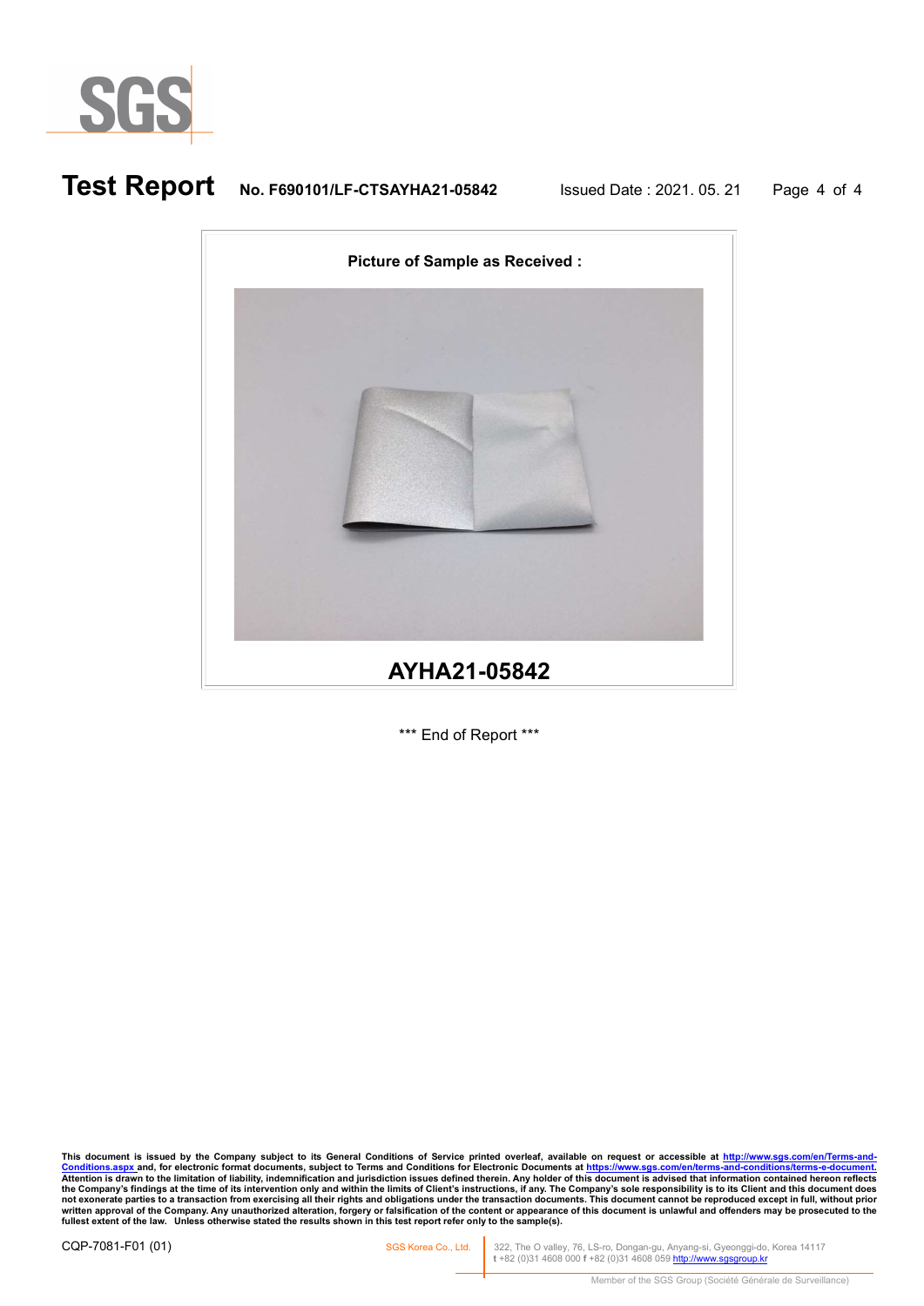**Picture of Sample as Received :**

**AYHA21-05842**

*** End of Report ***

This document is issued by the Company subject to its General Conditions of Service printed overleaf, available on request or accessible at http://www.sgs.com/en/Terms-and-Conditions.aspx and, for electronic format documents, subject to Terms and Conditions for Electronic Documents at https://www.sgs.com/en/terms-and-conditions/terms-e-document. Attention is drawn to the limitation of liability, indemnification and jurisdiction issues defined therein. Any holder of this document is advised that information contained hereon reflects the Company's findings at the time of its intervention only and within the limits of Client's instructions, if any. The Company's sole responsibility is to its Client and this document does not exonerate parties to a transaction from exercising all their rights and obligations under the transaction documents. This document cannot be reproduced except in full, without prior written approval of the Company. Any unauthorized alteration, forgery or falsification of the content or appearance of this document is unlawful and offenders may be prosecuted to the fullest extent of the law. Unless otherwise stated the results shown in this test report refer only to the sample(s).